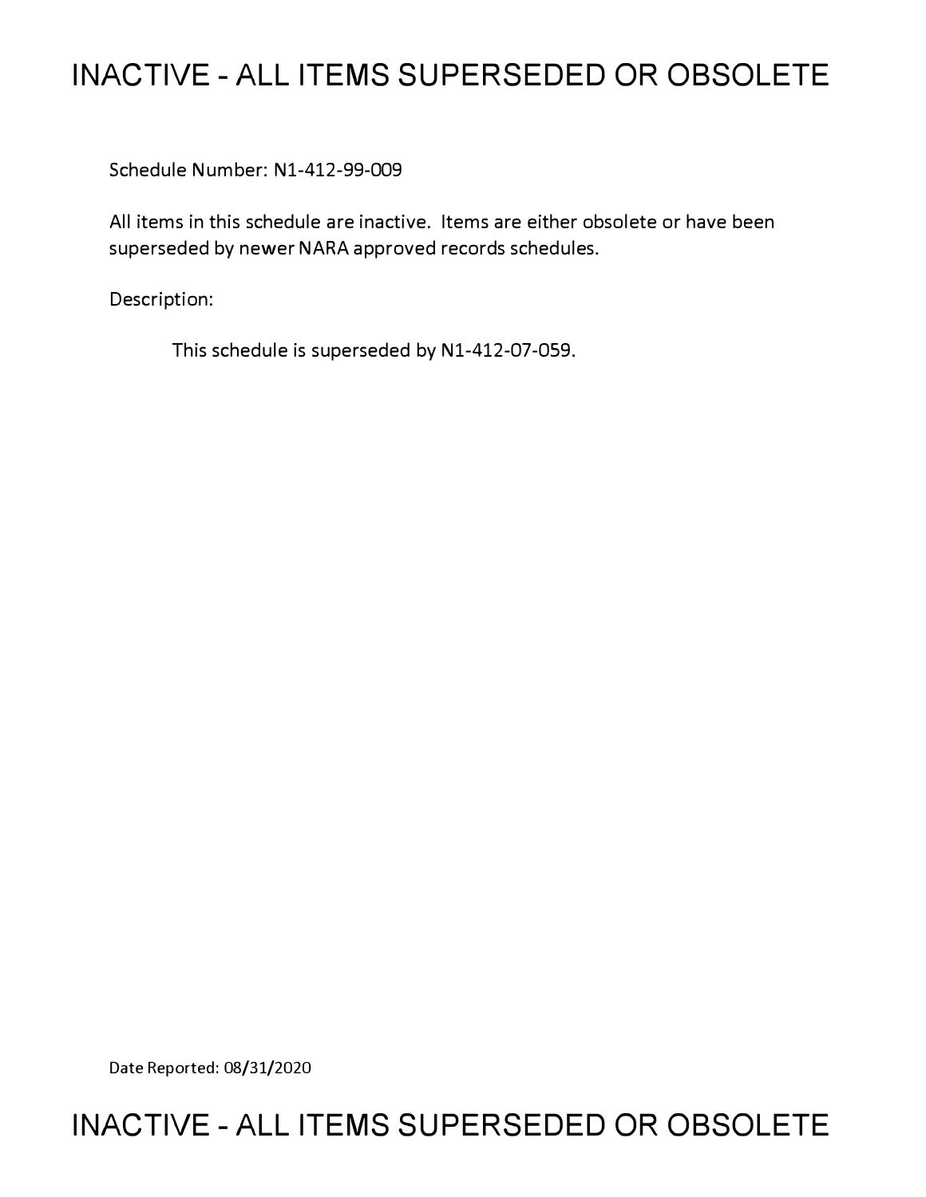# INACTIVE - ALL ITEMS SUPERSEDED OR OBSOLETE

Schedule Number: N1-412-99-009

All items in this schedule are inactive. Items are either obsolete or have been superseded by newer NARA approved records schedules.

Description:

This schedule is superseded by N1-412-07-059.

Date Reported: 08/31/2020

# INACTIVE - ALL ITEMS SUPERSEDED OR OBSOLETE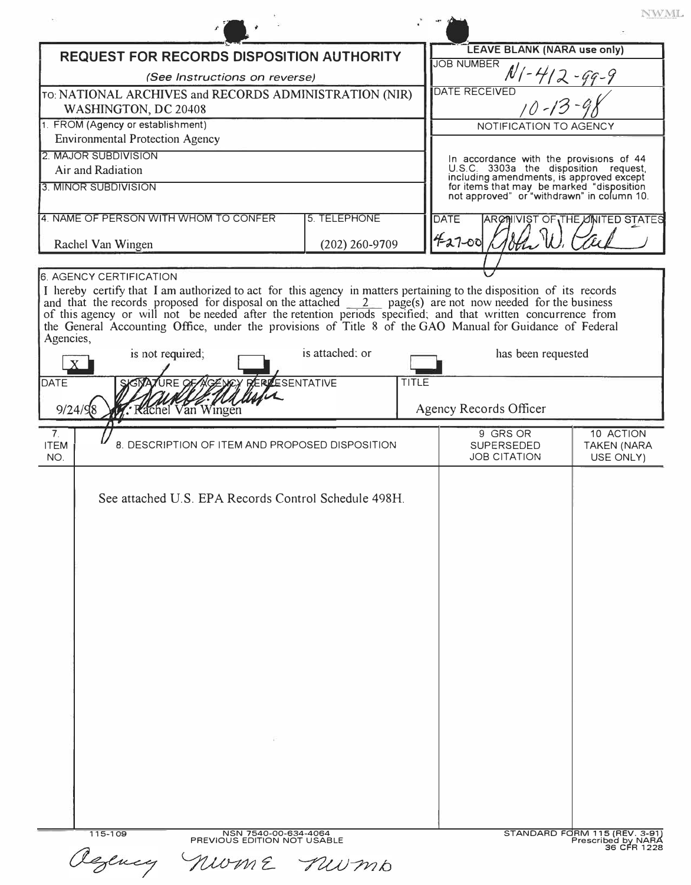NWML

# REQUEST FOR RECORDS DISPOSITION AUTHORITY

*(See Instructions on reverse)*

| | |
|---|---|
| TO: NATIONAL ARCHIVES and RECORDS ADMINISTRATION (NIR) WASHINGTON, DC 20408 | **LEAVE BLANK (NARA use only)** |
| | JOB NUMBER N1-412-99-9 |
| | DATE RECEIVED 10-13-98 |
| 1. FROM (Agency or establishment) Environmental Protection Agency | NOTIFICATION TO AGENCY |
| 2. MAJOR SUBDIVISION Air and Radiation | In accordance with the provisions of 44 U.S.C. 3303a the disposition request, including amendments, is approved except for items that may be marked "disposition not approved" or "withdrawn" in column 10. |
| 3. MINOR SUBDIVISION | |
| 4. NAME OF PERSON WITH WHOM TO CONFER: Rachel Van Wingen — 5. TELEPHONE: (202) 260-9709 | DATE: 4-27-00 — ARCHIVIST OF THE UNITED STATES: John W. Carlin |

**6. AGENCY CERTIFICATION**

I hereby certify that I am authorized to act for this agency in matters pertaining to the disposition of its records and that the records proposed for disposal on the attached 2 page(s) are not now needed for the business of this agency or will not be needed after the retention periods specified; and that written concurrence from the General Accounting Office, under the provisions of Title 8 of the GAO Manual for Guidance of Federal Agencies,

[X] is not required; [ ] is attached; or [ ] has been requested

| DATE | SIGNATURE OF AGENCY REPRESENTATIVE | TITLE |
|---|---|---|
| 9/24/98 | for: Rachel Van Wingen | Agency Records Officer |

| 7. ITEM NO. | 8. DESCRIPTION OF ITEM AND PROPOSED DISPOSITION | 9 GRS OR SUPERSEDED JOB CITATION | 10 ACTION TAKEN (NARA USE ONLY) |
|---|---|---|---|
| | See attached U.S. EPA Records Control Schedule 498H. | | |

115-109 — NSN 7540-00-634-4064 — PREVIOUS EDITION NOT USABLE — STANDARD FORM 115 (REV. 3-91) Prescribed by NARA 36 CFR 1228

Agency NWME NWMD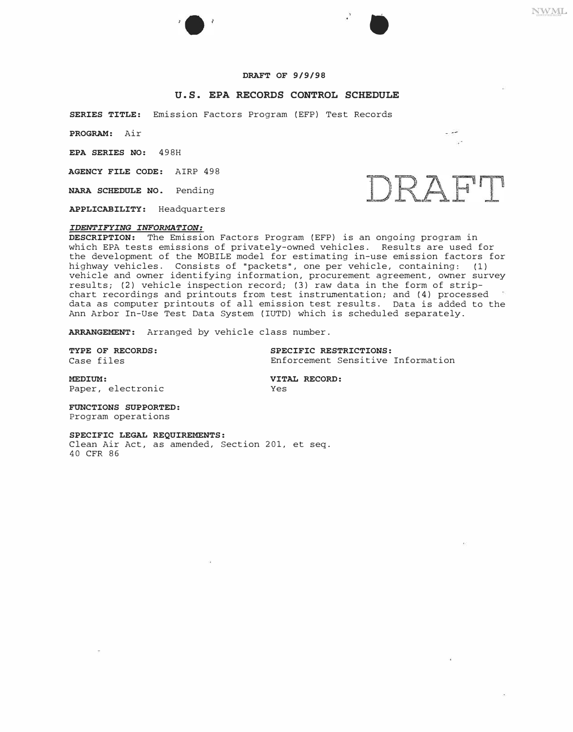**DRAFT OF 9/9/98**

## U.S. EPA RECORDS CONTROL SCHEDULE

**SERIES TITLE:** Emission Factors Program (EFP) Test Records

**PROGRAM:** Air

**EPA SERIES NO:** 498H

**AGENCY FILE CODE:** AIRP 498

**NARA SCHEDULE NO.** Pending

**APPLICABILITY:** Headquarters

DRAFT

***IDENTIFYING INFORMATION:***

**DESCRIPTION:** The Emission Factors Program (EFP) is an ongoing program in which EPA tests emissions of privately-owned vehicles. Results are used for the development of the MOBILE model for estimating in-use emission factors for highway vehicles. Consists of "packets", one per vehicle, containing: (1) vehicle and owner identifying information, procurement agreement, owner survey results; (2) vehicle inspection record; (3) raw data in the form of strip-chart recordings and printouts from test instrumentation; and (4) processed data as computer printouts of all emission test results. Data is added to the Ann Arbor In-Use Test Data System (IUTD) which is scheduled separately.

**ARRANGEMENT:** Arranged by vehicle class number.

**TYPE OF RECORDS:**
Case files

**SPECIFIC RESTRICTIONS:**
Enforcement Sensitive Information

**MEDIUM:**
Paper, electronic

**VITAL RECORD:**
Yes

**FUNCTIONS SUPPORTED:**
Program operations

**SPECIFIC LEGAL REQUIREMENTS:**
Clean Air Act, as amended, Section 201, et seq.
40 CFR 86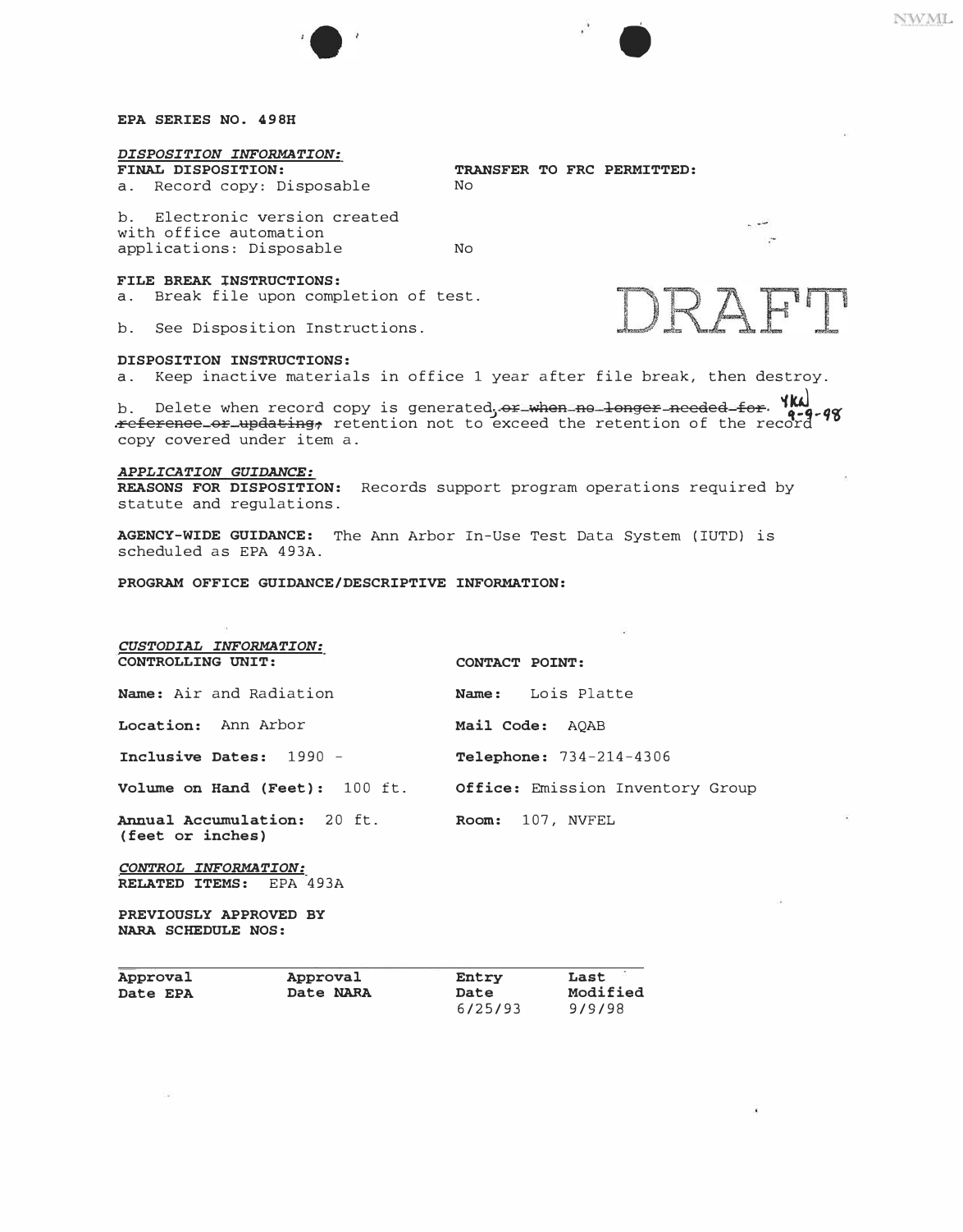**EPA SERIES NO. 498H**

***DISPOSITION INFORMATION:***

| FINAL DISPOSITION: | TRANSFER TO FRC PERMITTED: |
|---|---|
| a. Record copy: Disposable | No |
| b. Electronic version created with office automation applications: Disposable | No |

**FILE BREAK INSTRUCTIONS:**

a. Break file upon completion of test.

b. See Disposition Instructions.

DRAFT

**DISPOSITION INSTRUCTIONS:**

a. Keep inactive materials in office 1 year after file break, then destroy.

b. Delete when record copy is generated, ~~or when no longer needed for reference or updating,~~ YKW 9-9-98 retention not to exceed the retention of the record copy covered under item a.

***APPLICATION GUIDANCE:***

**REASONS FOR DISPOSITION:** Records support program operations required by statute and regulations.

**AGENCY-WIDE GUIDANCE:** The Ann Arbor In-Use Test Data System (IUTD) is scheduled as EPA 493A.

**PROGRAM OFFICE GUIDANCE/DESCRIPTIVE INFORMATION:**

***CUSTODIAL INFORMATION:***

| CONTROLLING UNIT: | CONTACT POINT: |
|---|---|
| **Name:** Air and Radiation | **Name:** Lois Platte |
| **Location:** Ann Arbor | **Mail Code:** AQAB |
| **Inclusive Dates:** 1990 - | **Telephone:** 734-214-4306 |
| **Volume on Hand (Feet):** 100 ft. | **Office:** Emission Inventory Group |
| **Annual Accumulation:** 20 ft. **(feet or inches)** | **Room:** 107, NVFEL |

***CONTROL INFORMATION:***

**RELATED ITEMS:** EPA 493A

**PREVIOUSLY APPROVED BY NARA SCHEDULE NOS:**

| Approval Date EPA | Approval Date NARA | Entry Date | Last Modified |
|---|---|---|---|
| | | 6/25/93 | 9/9/98 |